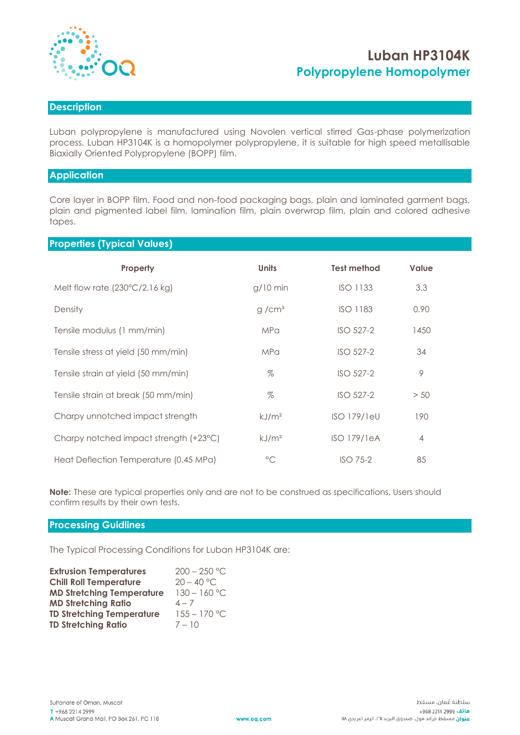# Luban HP3104K
## Polypropylene Homopolymer

## Description

Luban polypropylene is manufactured using Novolen vertical stirred Gas-phase polymerization process. Luban HP3104K is a homopolymer polypropylene, it is suitable for high speed metallisable Biaxially Oriented Polypropylene (BOPP) film.

## Application

Core layer in BOPP film. Food and non-food packaging bags, plain and laminated garment bags, plain and pigmented label film, lamination film, plain overwrap film, plain and colored adhesive tapes.

## Properties (Typical Values)

| Property | Units | Test method | Value |
|---|---|---|---|
| Melt flow rate (230°C/2.16 kg) | g/10 min | ISO 1133 | 3.3 |
| Density | g /cm³ | ISO 1183 | 0.90 |
| Tensile modulus (1 mm/min) | MPa | ISO 527-2 | 1450 |
| Tensile stress at yield (50 mm/min) | MPa | ISO 527-2 | 34 |
| Tensile strain at yield (50 mm/min) | % | ISO 527-2 | 9 |
| Tensile strain at break (50 mm/min) | % | ISO 527-2 | > 50 |
| Charpy unnotched impact strength | kJ/m² | ISO 179/1eU | 190 |
| Charpy notched impact strength (+23°C) | kJ/m² | ISO 179/1eA | 4 |
| Heat Deflection Temperature (0.45 MPa) | °C | ISO 75-2 | 85 |

**Note:** These are typical properties only and are not to be construed as specifications. Users should confirm results by their own tests.

## Processing Guidlines

The Typical Processing Conditions for Luban HP3104K are:

| | |
|---|---|
| **Extrusion Temperatures** | 200 – 250 °C |
| **Chill Roll Temperature** | 20 – 40 °C |
| **MD Stretching Temperature** | 130 – 160 °C |
| **MD Stretching Ratio** | 4 – 7 |
| **TD Stretching Temperature** | 155 – 170 °C |
| **TD Stretching Ratio** | 7 – 10 |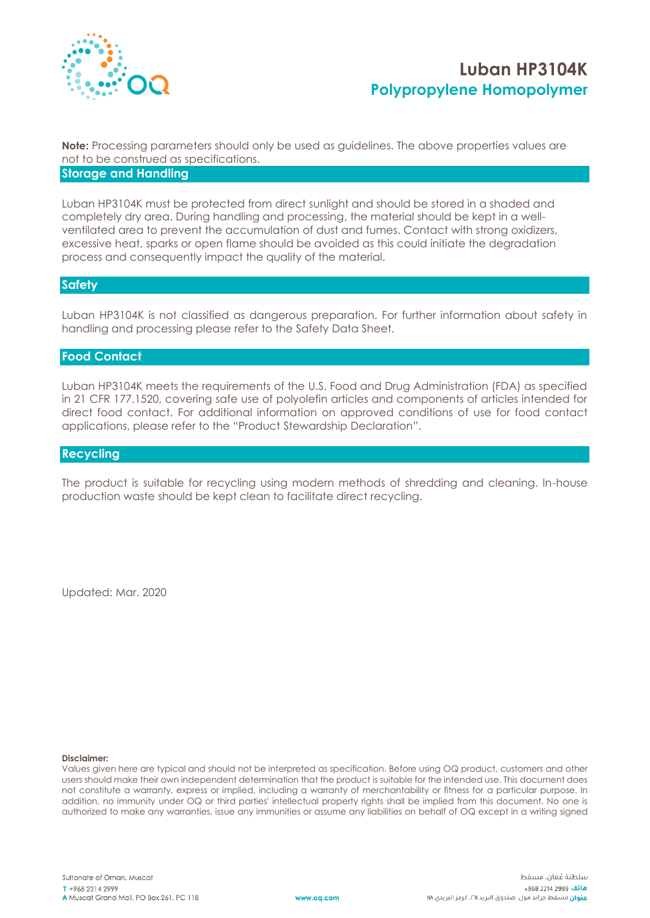**Note:** Processing parameters should only be used as guidelines. The above properties values are not to be construed as specifications.

## Storage and Handling

Luban HP3104K must be protected from direct sunlight and should be stored in a shaded and completely dry area. During handling and processing, the material should be kept in a well-ventilated area to prevent the accumulation of dust and fumes. Contact with strong oxidizers, excessive heat, sparks or open flame should be avoided as this could initiate the degradation process and consequently impact the quality of the material.

## Safety

Luban HP3104K is not classified as dangerous preparation. For further information about safety in handling and processing please refer to the Safety Data Sheet.

## Food Contact

Luban HP3104K meets the requirements of the U.S. Food and Drug Administration (FDA) as specified in 21 CFR 177.1520, covering safe use of polyolefin articles and components of articles intended for direct food contact. For additional information on approved conditions of use for food contact applications, please refer to the "Product Stewardship Declaration".

## Recycling

The product is suitable for recycling using modern methods of shredding and cleaning. In-house production waste should be kept clean to facilitate direct recycling.

Updated: Mar. 2020

**Disclaimer:**
Values given here are typical and should not be interpreted as specification. Before using OQ product, customers and other users should make their own independent determination that the product is suitable for the intended use. This document does not constitute a warranty, express or implied, including a warranty of merchantability or fitness for a particular purpose. In addition, no immunity under OQ or third parties' intellectual property rights shall be implied from this document. No one is authorized to make any warranties, issue any immunities or assume any liabilities on behalf of OQ except in a writing signed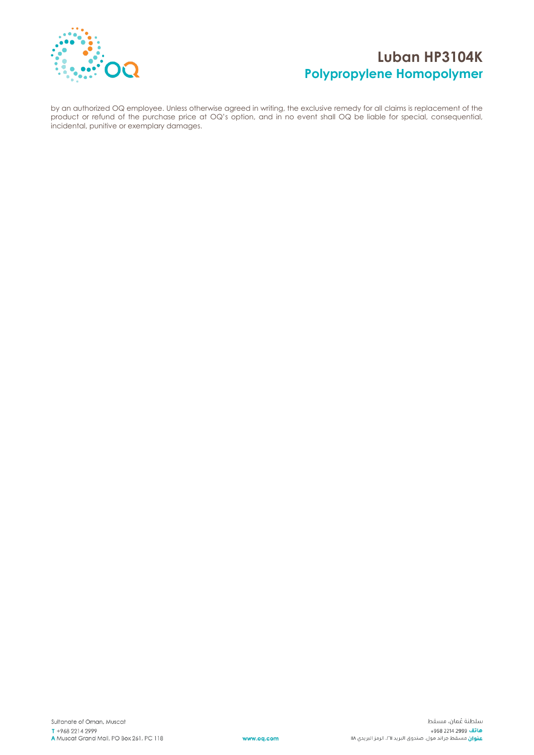by an authorized OQ employee. Unless otherwise agreed in writing, the exclusive remedy for all claims is replacement of the product or refund of the purchase price at OQ's option, and in no event shall OQ be liable for special, consequential, incidental, punitive or exemplary damages.